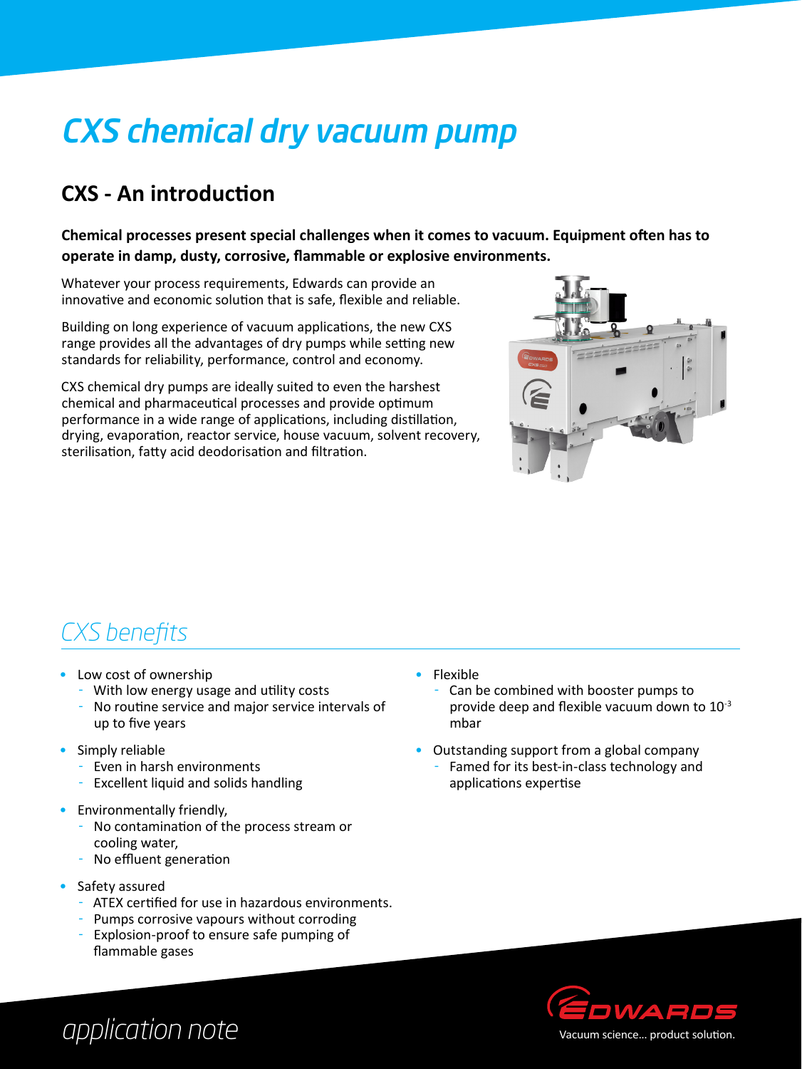# CXS chemical dry vacuum pump

## CXS - An introduction

**Chemical processes present special challenges when it comes to vacuum. Equipment often has to operate in damp, dusty, corrosive, flammable or explosive environments.**

Whatever your process requirements, Edwards can provide an innovative and economic solution that is safe, flexible and reliable.

Building on long experience of vacuum applications, the new CXS range provides all the advantages of dry pumps while setting new standards for reliability, performance, control and economy.

CXS chemical dry pumps are ideally suited to even the harshest chemical and pharmaceutical processes and provide optimum performance in a wide range of applications, including distillation, drying, evaporation, reactor service, house vacuum, solvent recovery, sterilisation, fatty acid deodorisation and filtration.

## *CXS benefits*

- Low cost of ownership
  - With low energy usage and utility costs
  - No routine service and major service intervals of up to five years
- Simply reliable
  - Even in harsh environments
  - Excellent liquid and solids handling
- Environmentally friendly,
  - No contamination of the process stream or cooling water,
  - No effluent generation
- Safety assured
  - ATEX certified for use in hazardous environments.
  - Pumps corrosive vapours without corroding
  - Explosion-proof to ensure safe pumping of flammable gases
- Flexible
  - Can be combined with booster pumps to provide deep and flexible vacuum down to $10^{-3}$ mbar
- Outstanding support from a global company
  - Famed for its best-in-class technology and applications expertise

*application note*

EDWARDS

Vacuum science... product solution.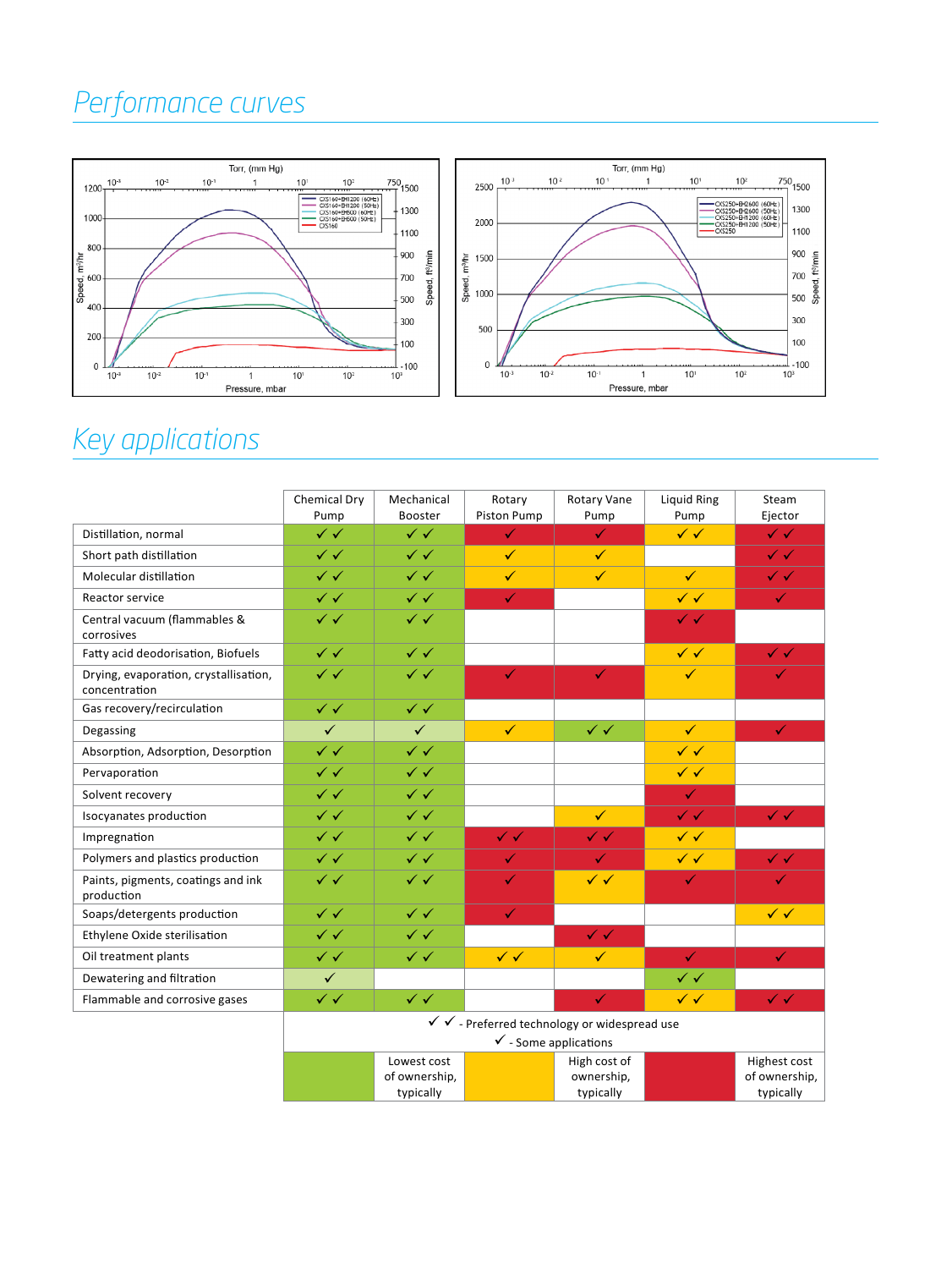# Performance curves

# Key applications

| | Chemical Dry Pump | Mechanical Booster | Rotary Piston Pump | Rotary Vane Pump | Liquid Ring Pump | Steam Ejector |
|---|---|---|---|---|---|---|
| Distillation, normal | ✓ ✓ | ✓ ✓ | ✓ | ✓ | ✓ ✓ | ✓ ✓ |
| Short path distillation | ✓ ✓ | ✓ ✓ | ✓ | ✓ | | ✓ ✓ |
| Molecular distillation | ✓ ✓ | ✓ ✓ | ✓ | ✓ | ✓ | ✓ ✓ |
| Reactor service | ✓ ✓ | ✓ ✓ | ✓ | | ✓ ✓ | ✓ |
| Central vacuum (flammables & corrosives | ✓ ✓ | ✓ ✓ | | | ✓ ✓ | |
| Fatty acid deodorisation, Biofuels | ✓ ✓ | ✓ ✓ | | | ✓ ✓ | ✓ ✓ |
| Drying, evaporation, crystallisation, concentration | ✓ ✓ | ✓ ✓ | ✓ | ✓ | ✓ | ✓ |
| Gas recovery/recirculation | ✓ ✓ | ✓ ✓ | | | | |
| Degassing | ✓ | ✓ | ✓ | ✓ ✓ | ✓ | ✓ |
| Absorption, Adsorption, Desorption | ✓ ✓ | ✓ ✓ | | | ✓ ✓ | |
| Pervaporation | ✓ ✓ | ✓ ✓ | | | ✓ ✓ | |
| Solvent recovery | ✓ ✓ | ✓ ✓ | | | ✓ | |
| Isocyanates production | ✓ ✓ | ✓ ✓ | | ✓ | ✓ ✓ | ✓ ✓ |
| Impregnation | ✓ ✓ | ✓ ✓ | ✓ ✓ | ✓ ✓ | ✓ ✓ | |
| Polymers and plastics production | ✓ ✓ | ✓ ✓ | ✓ | ✓ | ✓ ✓ | ✓ ✓ |
| Paints, pigments, coatings and ink production | ✓ ✓ | ✓ ✓ | ✓ | ✓ ✓ | ✓ | ✓ |
| Soaps/detergents production | ✓ ✓ | ✓ ✓ | ✓ | | | ✓ ✓ |
| Ethylene Oxide sterilisation | ✓ ✓ | ✓ ✓ | | ✓ ✓ | | |
| Oil treatment plants | ✓ ✓ | ✓ ✓ | ✓ ✓ | ✓ | ✓ | ✓ |
| Dewatering and filtration | ✓ | | | | ✓ ✓ | |
| Flammable and corrosive gases | ✓ ✓ | ✓ ✓ | | ✓ | ✓ ✓ | ✓ ✓ |

✓ ✓ - Preferred technology or widespread use

✓ - Some applications

| (green) | Lowest cost of ownership, typically | (yellow) | High cost of ownership, typically | (red) | Highest cost of ownership, typically |
|---|---|---|---|---|---|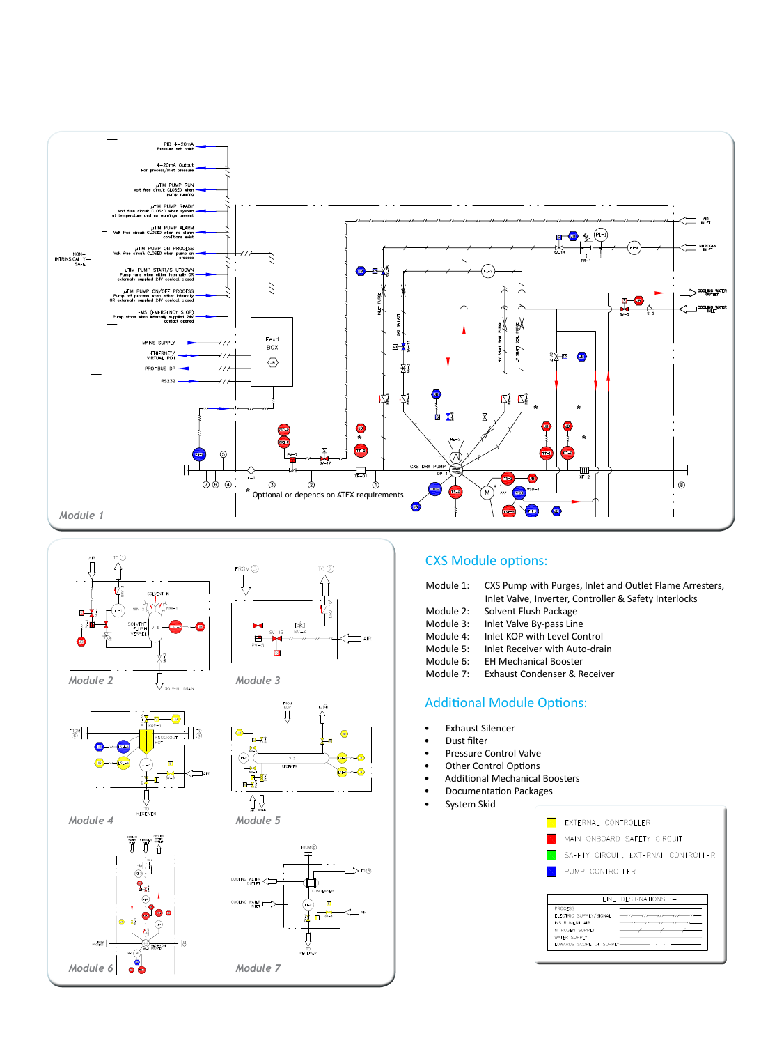## CXS Module options:

| | |
|---|---|
| Module 1: | CXS Pump with Purges, Inlet and Outlet Flame Arresters, Inlet Valve, Inverter, Controller & Safety Interlocks |
| Module 2: | Solvent Flush Package |
| Module 3: | Inlet Valve By-pass Line |
| Module 4: | Inlet KOP with Level Control |
| Module 5: | Inlet Receiver with Auto-drain |
| Module 6: | EH Mechanical Booster |
| Module 7: | Exhaust Condenser & Receiver |

## Additional Module Options:

- Exhaust Silencer
- Dust filter
- Pressure Control Valve
- Other Control Options
- Additional Mechanical Boosters
- Documentation Packages
- System Skid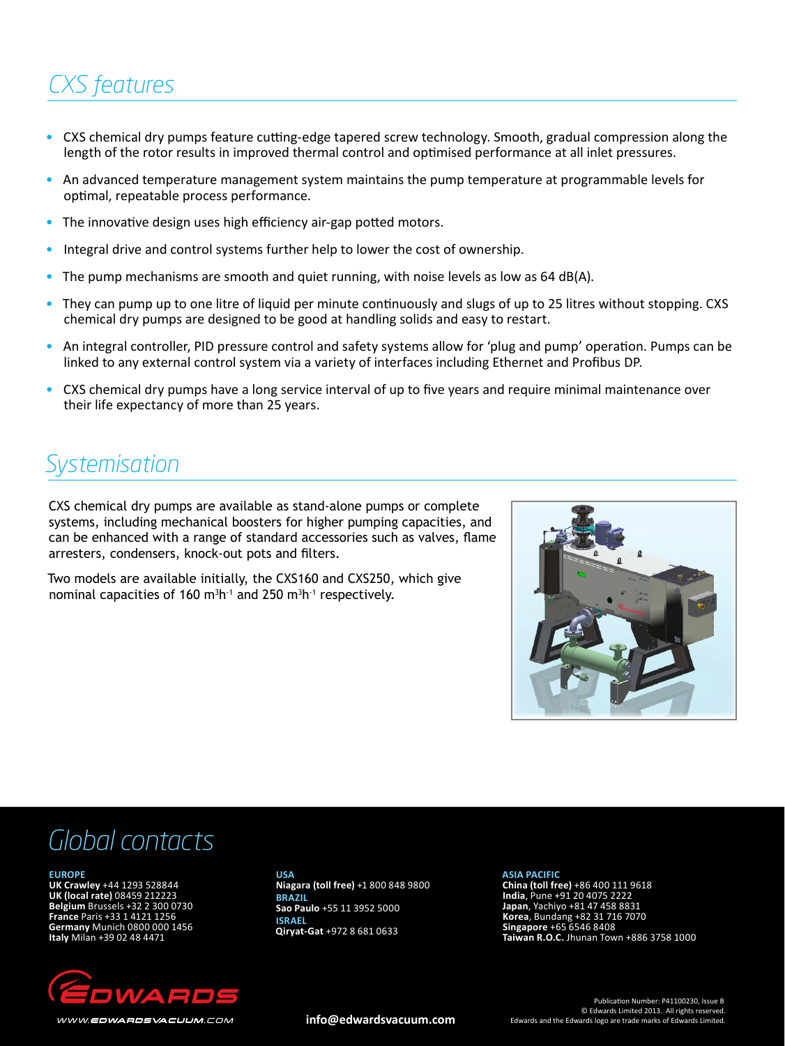## CXS features

- CXS chemical dry pumps feature cutting-edge tapered screw technology. Smooth, gradual compression along the length of the rotor results in improved thermal control and optimised performance at all inlet pressures.
- An advanced temperature management system maintains the pump temperature at programmable levels for optimal, repeatable process performance.
- The innovative design uses high efficiency air-gap potted motors.
- Integral drive and control systems further help to lower the cost of ownership.
- The pump mechanisms are smooth and quiet running, with noise levels as low as 64 dB(A).
- They can pump up to one litre of liquid per minute continuously and slugs of up to 25 litres without stopping. CXS chemical dry pumps are designed to be good at handling solids and easy to restart.
- An integral controller, PID pressure control and safety systems allow for 'plug and pump' operation. Pumps can be linked to any external control system via a variety of interfaces including Ethernet and Profibus DP.
- CXS chemical dry pumps have a long service interval of up to five years and require minimal maintenance over their life expectancy of more than 25 years.

## Systemisation

CXS chemical dry pumps are available as stand-alone pumps or complete systems, including mechanical boosters for higher pumping capacities, and can be enhanced with a range of standard accessories such as valves, flame arresters, condensers, knock-out pots and filters.

Two models are available initially, the CXS160 and CXS250, which give nominal capacities of 160 $m^3h^{-1}$ and 250 $m^3h^{-1}$ respectively.

## Global contacts

**EUROPE**
**UK Crawley** +44 1293 528844
**UK (local rate)** 08459 212223
**Belgium** Brussels +32 2 300 0730
**France** Paris +33 1 4121 1256
**Germany** Munich 0800 000 1456
**Italy** Milan +39 02 48 4471

**USA**
**Niagara (toll free)** +1 800 848 9800
**BRAZIL**
**Sao Paulo** +55 11 3952 5000
**ISRAEL**
**Qiryat-Gat** +972 8 681 0633

**ASIA PACIFIC**
**China (toll free)** +86 400 111 9618
**India**, Pune +91 20 4075 2222
**Japan**, Yachiyo +81 47 458 8831
**Korea**, Bundang +82 31 716 7070
**Singapore** +65 6546 8408
**Taiwan R.O.C.** Jhunan Town +886 3758 1000

EDWARDS
WWW.EDWARDSVACUUM.COM

**info@edwardsvacuum.com**

Publication Number: P41100230, Issue B
© Edwards Limited 2013. All rights reserved.
Edwards and the Edwards logo are trade marks of Edwards Limited.